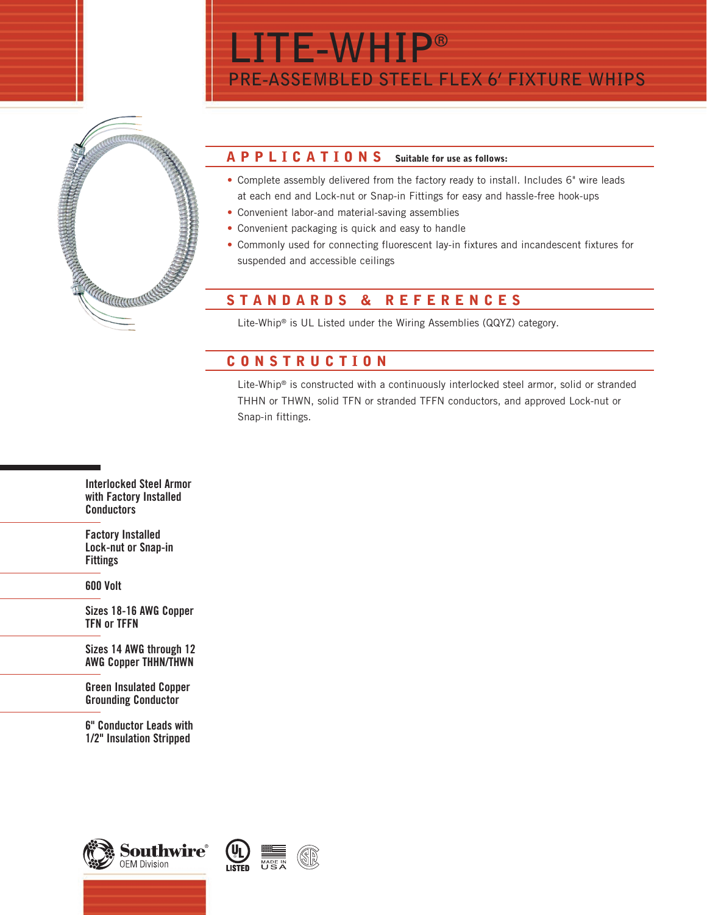# LITE-WHIP®

## PRE-ASSEMBLED STEEL FLEX 6′ FIXTURE WHIPS

## APPLICATIONS

**Suitable for use as follows:**

- Complete assembly delivered from the factory ready to install. Includes 6" wire leads at each end and Lock-nut or Snap-in Fittings for easy and hassle-free hook-ups
- Convenient labor-and material-saving assemblies
- Convenient packaging is quick and easy to handle
- Commonly used for connecting fluorescent lay-in fixtures and incandescent fixtures for suspended and accessible ceilings

## STANDARDS & REFERENCES

Lite-Whip® is UL Listed under the Wiring Assemblies (QQYZ) category.

## CONSTRUCTION

Lite-Whip® is constructed with a continuously interlocked steel armor, solid or stranded THHN or THWN, solid TFN or stranded TFFN conductors, and approved Lock-nut or Snap-in fittings.

**Interlocked Steel Armor with Factory Installed Conductors**

**Factory Installed Lock-nut or Snap-in Fittings**

**600 Volt**

**Sizes 18-16 AWG Copper TFN or TFFN**

**Sizes 14 AWG through 12 AWG Copper THHN/THWN**

**Green Insulated Copper Grounding Conductor**

**6" Conductor Leads with 1/2" Insulation Stripped**

Southwire® OEM Division

LISTED

MADE IN USA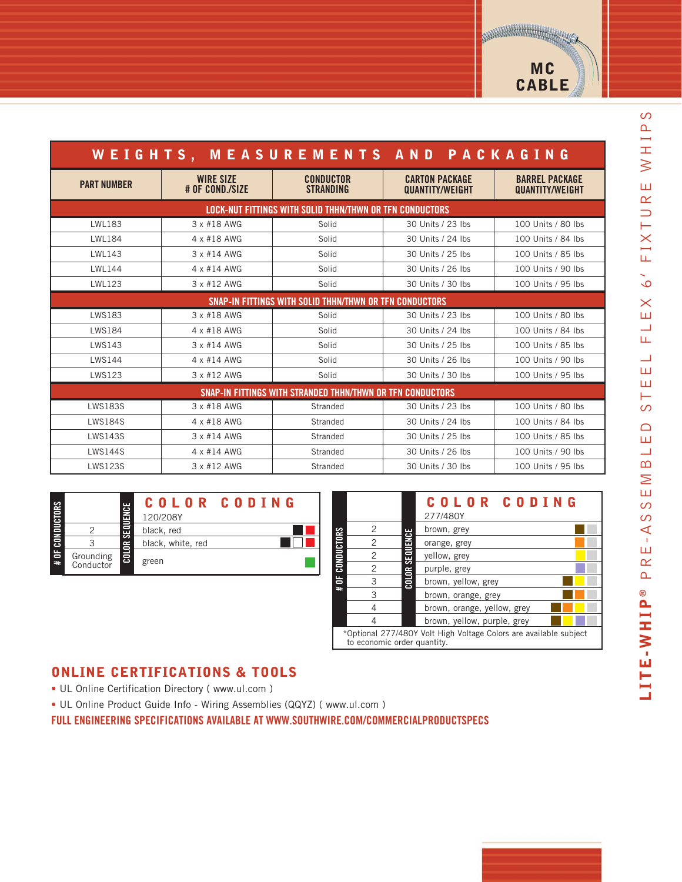MC CABLE

## WEIGHTS, MEASUREMENTS AND PACKAGING

| PART NUMBER | WIRE SIZE # OF COND./SIZE | CONDUCTOR STRANDING | CARTON PACKAGE QUANTITY/WEIGHT | BARREL PACKAGE QUANTITY/WEIGHT |
|---|---|---|---|---|
| **LOCK-NUT FITTINGS WITH SOLID THHN/THWN OR TFN CONDUCTORS** | | | | |
| LWL183 | 3 x #18 AWG | Solid | 30 Units / 23 lbs | 100 Units / 80 lbs |
| LWL184 | 4 x #18 AWG | Solid | 30 Units / 24 lbs | 100 Units / 84 lbs |
| LWL143 | 3 x #14 AWG | Solid | 30 Units / 25 lbs | 100 Units / 85 lbs |
| LWL144 | 4 x #14 AWG | Solid | 30 Units / 26 lbs | 100 Units / 90 lbs |
| LWL123 | 3 x #12 AWG | Solid | 30 Units / 30 lbs | 100 Units / 95 lbs |
| **SNAP-IN FITTINGS WITH SOLID THHN/THWN OR TFN CONDUCTORS** | | | | |
| LWS183 | 3 x #18 AWG | Solid | 30 Units / 23 lbs | 100 Units / 80 lbs |
| LWS184 | 4 x #18 AWG | Solid | 30 Units / 24 lbs | 100 Units / 84 lbs |
| LWS143 | 3 x #14 AWG | Solid | 30 Units / 25 lbs | 100 Units / 85 lbs |
| LWS144 | 4 x #14 AWG | Solid | 30 Units / 26 lbs | 100 Units / 90 lbs |
| LWS123 | 3 x #12 AWG | Solid | 30 Units / 30 lbs | 100 Units / 95 lbs |
| **SNAP-IN FITTINGS WITH STRANDED THHN/THWN OR TFN CONDUCTORS** | | | | |
| LWS183S | 3 x #18 AWG | Stranded | 30 Units / 23 lbs | 100 Units / 80 lbs |
| LWS184S | 4 x #18 AWG | Stranded | 30 Units / 24 lbs | 100 Units / 84 lbs |
| LWS143S | 3 x #14 AWG | Stranded | 30 Units / 25 lbs | 100 Units / 85 lbs |
| LWS144S | 4 x #14 AWG | Stranded | 30 Units / 26 lbs | 100 Units / 90 lbs |
| LWS123S | 3 x #12 AWG | Stranded | 30 Units / 30 lbs | 100 Units / 95 lbs |

### COLOR CODING 120/208Y

| # OF CONDUCTORS | COLOR SEQUENCE |
|---|---|
| 2 | black, red |
| 3 | black, white, red |
| Grounding Conductor | green |

### COLOR CODING 277/480Y

| # OF CONDUCTORS | COLOR SEQUENCE |
|---|---|
| 2 | brown, grey |
| 2 | orange, grey |
| 2 | yellow, grey |
| 2 | purple, grey |
| 3 | brown, yellow, grey |
| 3 | brown, orange, grey |
| 4 | brown, orange, yellow, grey |
| 4 | brown, yellow, purple, grey |

*Optional 277/480Y Volt High Voltage Colors are available subject to economic order quantity.

## ONLINE CERTIFICATIONS & TOOLS

- UL Online Certification Directory ( www.ul.com )
- UL Online Product Guide Info - Wiring Assemblies (QQYZ) ( www.ul.com )

**FULL ENGINEERING SPECIFICATIONS AVAILABLE AT WWW.SOUTHWIRE.COM/COMMERCIALPRODUCTSPECS**

LITE-WHIP® PRE-ASSEMBLED STEEL FLEX 6' FIXTURE WHIPS